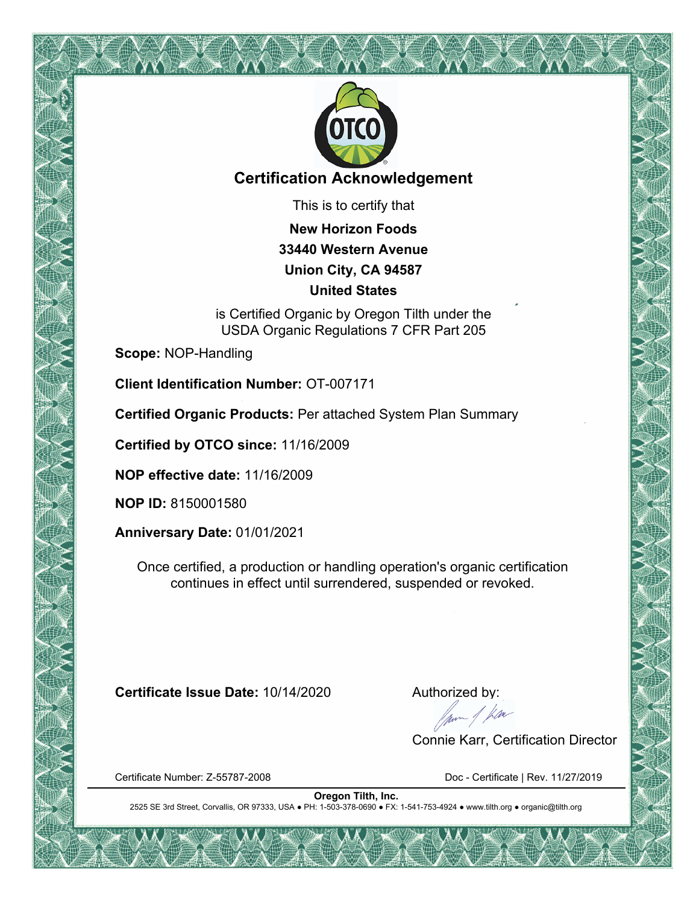# Certification Acknowledgement

This is to certify that

**New Horizon Foods**
**33440 Western Avenue**
**Union City, CA 94587**
**United States**

is Certified Organic by Oregon Tilth under the
USDA Organic Regulations 7 CFR Part 205

**Scope:** NOP-Handling

**Client Identification Number:** OT-007171

**Certified Organic Products:** Per attached System Plan Summary

**Certified by OTCO since:** 11/16/2009

**NOP effective date:** 11/16/2009

**NOP ID:** 8150001580

**Anniversary Date:** 01/01/2021

Once certified, a production or handling operation's organic certification continues in effect until surrendered, suspended or revoked.

**Certificate Issue Date:** 10/14/2020

Authorized by:

Connie Karr, Certification Director

Certificate Number: Z-55787-2008

Doc - Certificate | Rev. 11/27/2019

**Oregon Tilth, Inc.**
2525 SE 3rd Street, Corvallis, OR 97333, USA ● PH: 1-503-378-0690 ● FX: 1-541-753-4924 ● www.tilth.org ● organic@tilth.org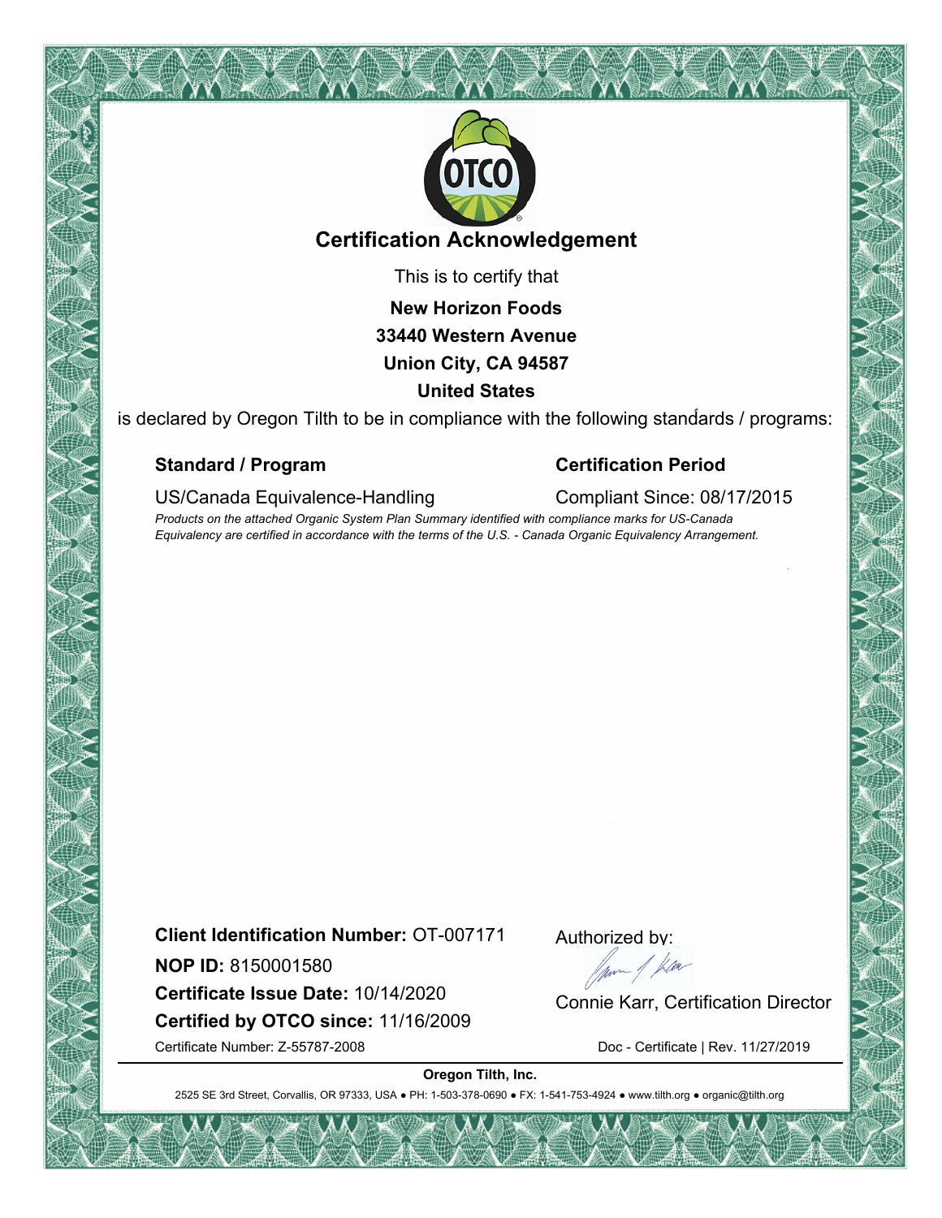# Certification Acknowledgement

This is to certify that

**New Horizon Foods**
**33440 Western Avenue**
**Union City, CA 94587**
**United States**

is declared by Oregon Tilth to be in compliance with the following standards / programs:

| **Standard / Program** | **Certification Period** |
| --- | --- |
| US/Canada Equivalence-Handling | Compliant Since: 08/17/2015 |

*Products on the attached Organic System Plan Summary identified with compliance marks for US-Canada Equivalency are certified in accordance with the terms of the U.S. - Canada Organic Equivalency Arrangement.*

**Client Identification Number:** OT-007171

**NOP ID:** 8150001580

**Certificate Issue Date:** 10/14/2020

**Certified by OTCO since:** 11/16/2009

Certificate Number: Z-55787-2008

Authorized by:

Connie Karr, Certification Director

Doc - Certificate | Rev. 11/27/2019

**Oregon Tilth, Inc.**

2525 SE 3rd Street, Corvallis, OR 97333, USA ● PH: 1-503-378-0690 ● FX: 1-541-753-4924 ● www.tilth.org ● organic@tilth.org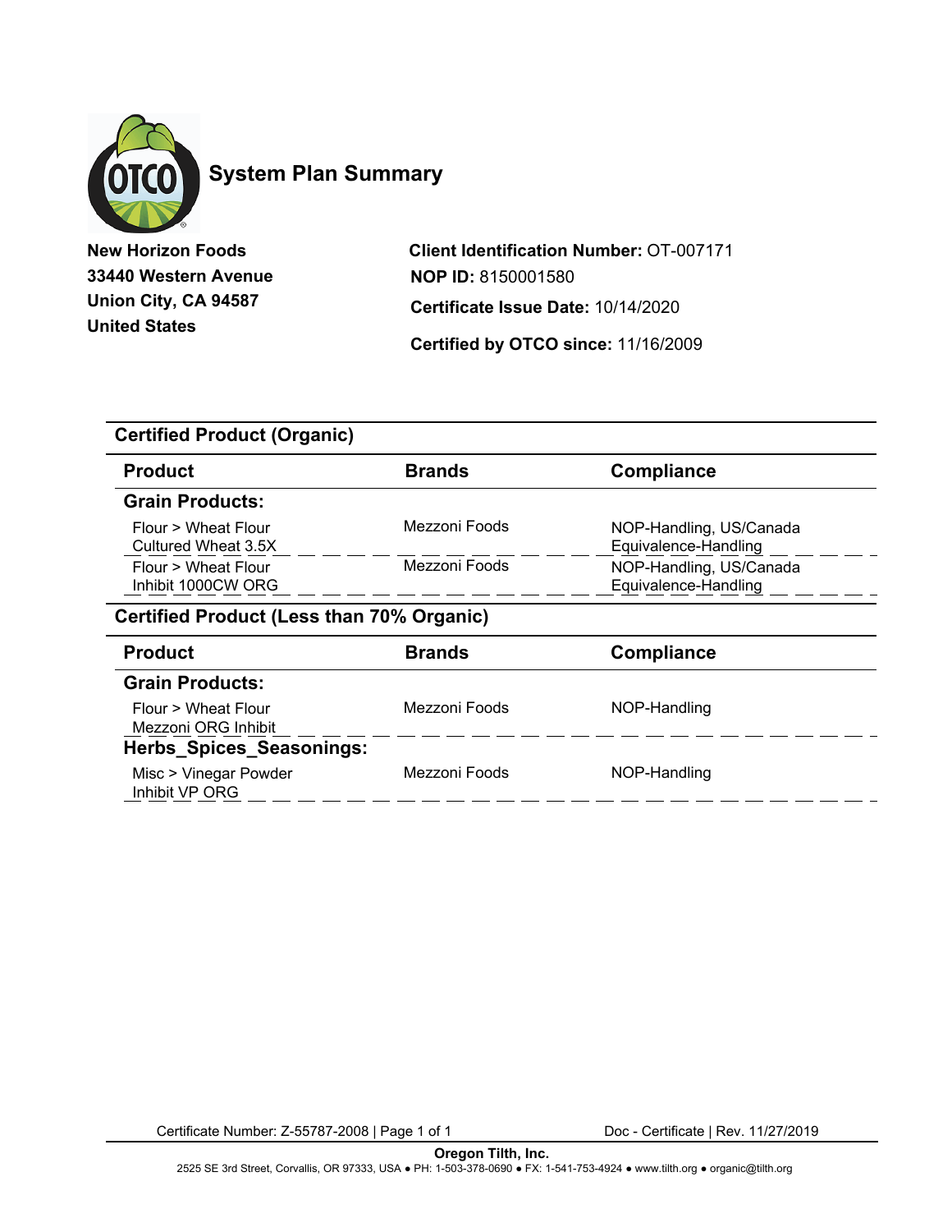# System Plan Summary

**New Horizon Foods**
**33440 Western Avenue**
**Union City, CA 94587**
**United States**

**Client Identification Number:** OT-007171
**NOP ID:** 8150001580
**Certificate Issue Date:** 10/14/2020
**Certified by OTCO since:** 11/16/2009

## Certified Product (Organic)

| Product | Brands | Compliance |
|---|---|---|
| **Grain Products:** | | |
| Flour > Wheat Flour Cultured Wheat 3.5X | Mezzoni Foods | NOP-Handling, US/Canada Equivalence-Handling |
| Flour > Wheat Flour Inhibit 1000CW ORG | Mezzoni Foods | NOP-Handling, US/Canada Equivalence-Handling |

## Certified Product (Less than 70% Organic)

| Product | Brands | Compliance |
|---|---|---|
| **Grain Products:** | | |
| Flour > Wheat Flour Mezzoni ORG Inhibit | Mezzoni Foods | NOP-Handling |
| **Herbs_Spices_Seasonings:** | | |
| Misc > Vinegar Powder Inhibit VP ORG | Mezzoni Foods | NOP-Handling |

Certificate Number: Z-55787-2008 | Page 1 of 1 Doc - Certificate | Rev. 11/27/2019

**Oregon Tilth, Inc.**
2525 SE 3rd Street, Corvallis, OR 97333, USA ● PH: 1-503-378-0690 ● FX: 1-541-753-4924 ● www.tilth.org ● organic@tilth.org